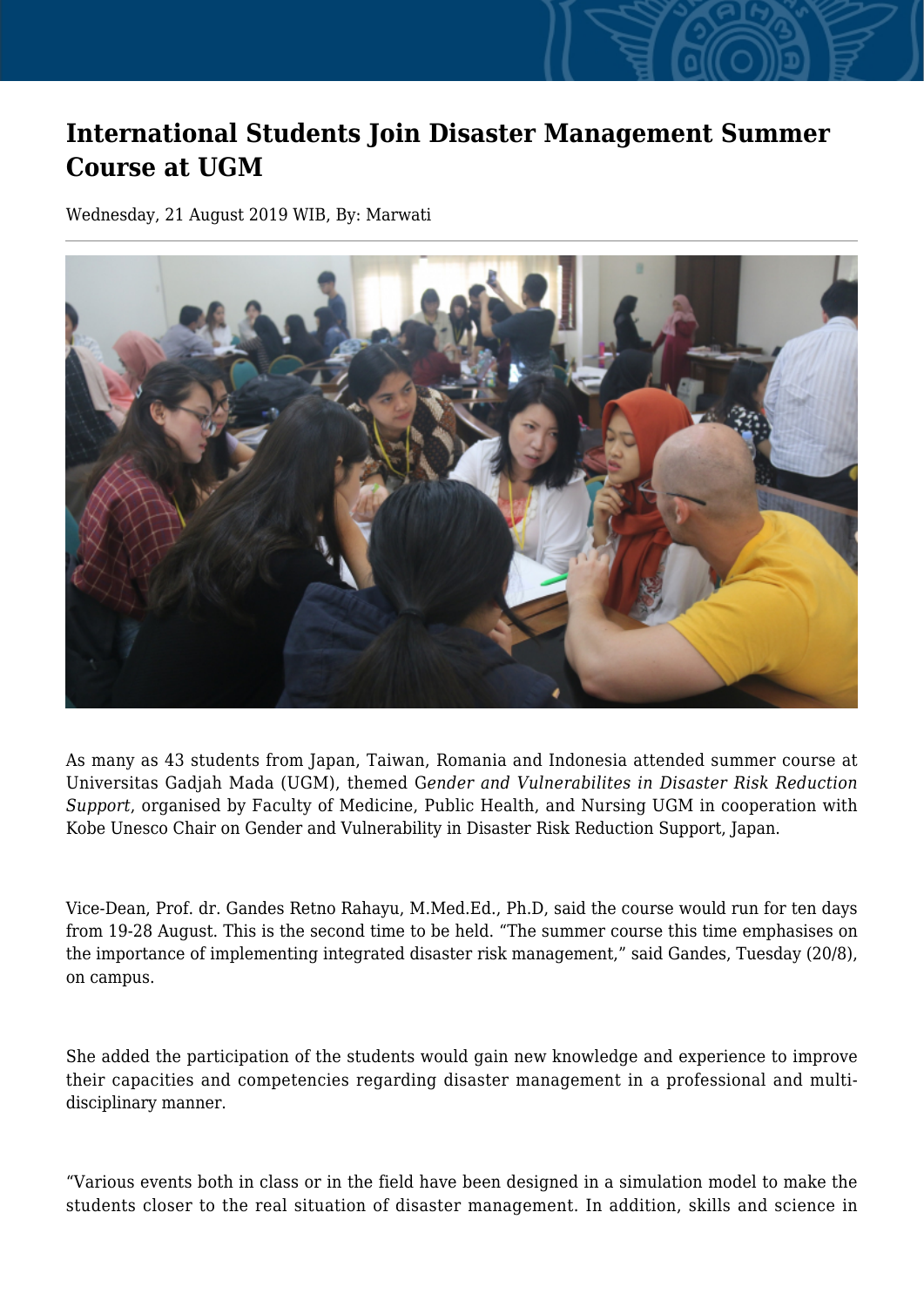# International Students Join Disaster Management Summer Course at UGM

Wednesday, 21 August 2019 WIB, By: Marwati

As many as 43 students from Japan, Taiwan, Romania and Indonesia attended summer course at Universitas Gadjah Mada (UGM), themed G*ender and Vulnerabilites in Disaster Risk Reduction Support*, organised by Faculty of Medicine, Public Health, and Nursing UGM in cooperation with Kobe Unesco Chair on Gender and Vulnerability in Disaster Risk Reduction Support, Japan.

Vice-Dean, Prof. dr. Gandes Retno Rahayu, M.Med.Ed., Ph.D, said the course would run for ten days from 19-28 August. This is the second time to be held. "The summer course this time emphasises on the importance of implementing integrated disaster risk management," said Gandes, Tuesday (20/8), on campus.

She added the participation of the students would gain new knowledge and experience to improve their capacities and competencies regarding disaster management in a professional and multi-disciplinary manner.

"Various events both in class or in the field have been designed in a simulation model to make the students closer to the real situation of disaster management. In addition, skills and science in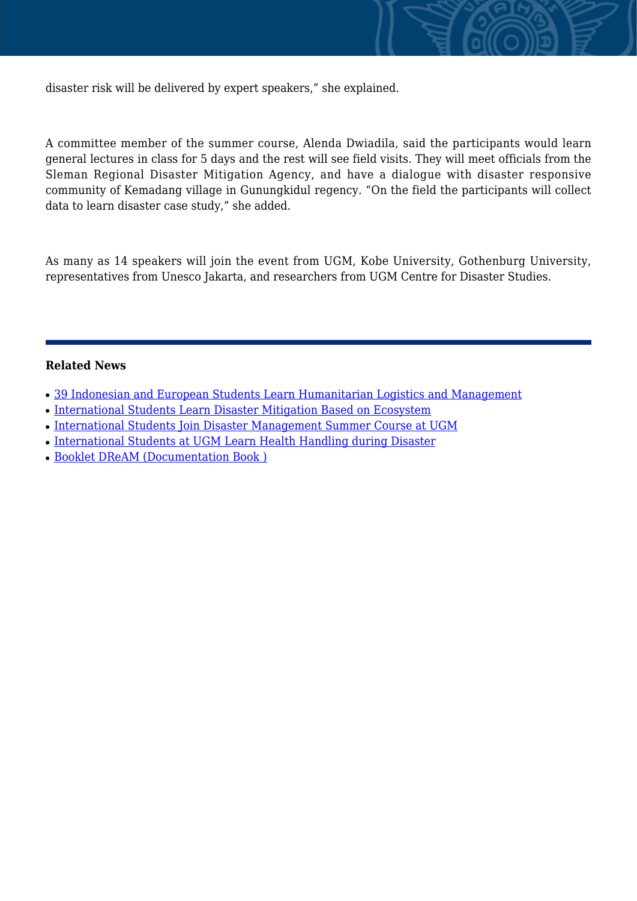disaster risk will be delivered by expert speakers," she explained.

A committee member of the summer course, Alenda Dwiadila, said the participants would learn general lectures in class for 5 days and the rest will see field visits. They will meet officials from the Sleman Regional Disaster Mitigation Agency, and have a dialogue with disaster responsive community of Kemadang village in Gunungkidul regency. "On the field the participants will collect data to learn disaster case study," she added.

As many as 14 speakers will join the event from UGM, Kobe University, Gothenburg University, representatives from Unesco Jakarta, and researchers from UGM Centre for Disaster Studies.

---

**Related News**

- 39 Indonesian and European Students Learn Humanitarian Logistics and Management
- International Students Learn Disaster Mitigation Based on Ecosystem
- International Students Join Disaster Management Summer Course at UGM
- International Students at UGM Learn Health Handling during Disaster
- Booklet DReAM (Documentation Book )